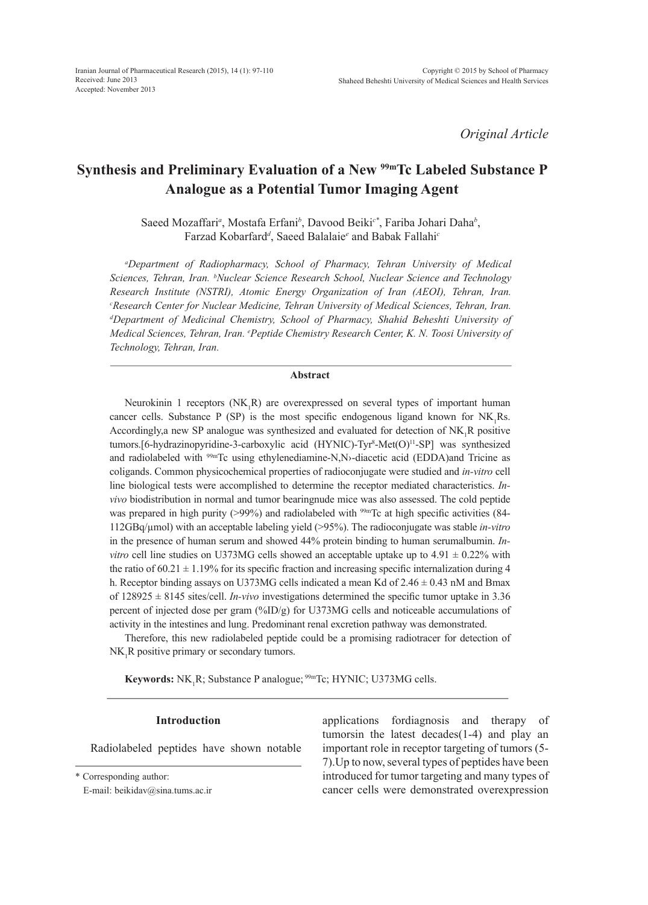*Original Article*

# Synthesis and Preliminary Evaluation of a New $^{99m}$Tc Labeled Substance P Analogue as a Potential Tumor Imaging Agent

Saeed Mozaffari[a], Mostafa Erfani[b], Davood Beiki[c*], Fariba Johari Daha[b], Farzad Kobarfard[d], Saeed Balalaie[e] and Babak Fallahi[c]

*[a]Department of Radiopharmacy, School of Pharmacy, Tehran University of Medical Sciences, Tehran, Iran. [b]Nuclear Science Research School, Nuclear Science and Technology Research Institute (NSTRI), Atomic Energy Organization of Iran (AEOI), Tehran, Iran. [c]Research Center for Nuclear Medicine, Tehran University of Medical Sciences, Tehran, Iran. [d]Department of Medicinal Chemistry, School of Pharmacy, Shahid Beheshti University of Medical Sciences, Tehran, Iran. [e]Peptide Chemistry Research Center, K. N. Toosi University of Technology, Tehran, Iran.*

## Abstract

Neurokinin 1 receptors ($NK_1R$) are overexpressed on several types of important human cancer cells. Substance P (SP) is the most specific endogenous ligand known for $NK_1Rs$. Accordingly,a new SP analogue was synthesized and evaluated for detection of $NK_1R$ positive tumors.[6-hydrazinopyridine-3-carboxylic acid (HYNIC)-Tyr$^8$-Met(O)$^{11}$-SP] was synthesized and radiolabeled with $^{99m}$Tc using ethylenediamine-N,N›-diacetic acid (EDDA)and Tricine as coligands. Common physicochemical properties of radioconjugate were studied and *in-vitro* cell line biological tests were accomplished to determine the receptor mediated characteristics. *In-vivo* biodistribution in normal and tumor bearingnude mice was also assessed. The cold peptide was prepared in high purity (>99%) and radiolabeled with $^{99m}$Tc at high specific activities (84-112GBq/μmol) with an acceptable labeling yield (>95%). The radioconjugate was stable *in-vitro* in the presence of human serum and showed 44% protein binding to human serumalbumin. *In-vitro* cell line studies on U373MG cells showed an acceptable uptake up to 4.91 ± 0.22% with the ratio of 60.21 ± 1.19% for its specific fraction and increasing specific internalization during 4 h. Receptor binding assays on U373MG cells indicated a mean Kd of 2.46 ± 0.43 nM and Bmax of 128925 ± 8145 sites/cell. *In-vivo* investigations determined the specific tumor uptake in 3.36 percent of injected dose per gram (%ID/g) for U373MG cells and noticeable accumulations of activity in the intestines and lung. Predominant renal excretion pathway was demonstrated.

Therefore, this new radiolabeled peptide could be a promising radiotracer for detection of $NK_1R$ positive primary or secondary tumors.

**Keywords:** $NK_1R$; Substance P analogue; $^{99m}$Tc; HYNIC; U373MG cells.

## Introduction

Radiolabeled peptides have shown notable applications fordiagnosis and therapy of tumorsin the latest decades(1-4) and play an important role in receptor targeting of tumors (5-7).Up to now, several types of peptides have been introduced for tumor targeting and many types of cancer cells were demonstrated overexpression

\* Corresponding author:
E-mail: beikidav@sina.tums.ac.ir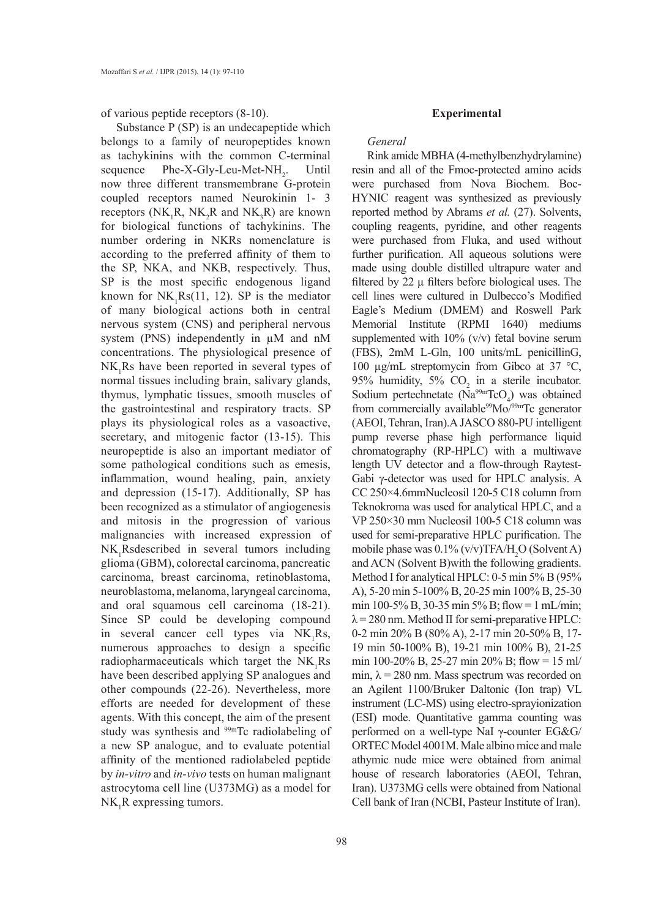of various peptide receptors (8-10).

Substance P (SP) is an undecapeptide which belongs to a family of neuropeptides known as tachykinins with the common C-terminal sequence Phe-X-Gly-Leu-Met-$NH_2$. Until now three different transmembrane G-protein coupled receptors named Neurokinin 1- 3 receptors ($NK_1R$, $NK_2R$ and $NK_3R$) are known for biological functions of tachykinins. The number ordering in NKRs nomenclature is according to the preferred affinity of them to the SP, NKA, and NKB, respectively. Thus, SP is the most specific endogenous ligand known for $NK_1Rs$(11, 12). SP is the mediator of many biological actions both in central nervous system (CNS) and peripheral nervous system (PNS) independently in µM and nM concentrations. The physiological presence of $NK_1Rs$ have been reported in several types of normal tissues including brain, salivary glands, thymus, lymphatic tissues, smooth muscles of the gastrointestinal and respiratory tracts. SP plays its physiological roles as a vasoactive, secretary, and mitogenic factor (13-15). This neuropeptide is also an important mediator of some pathological conditions such as emesis, inflammation, wound healing, pain, anxiety and depression (15-17). Additionally, SP has been recognized as a stimulator of angiogenesis and mitosis in the progression of various malignancies with increased expression of $NK_1Rs$described in several tumors including glioma (GBM), colorectal carcinoma, pancreatic carcinoma, breast carcinoma, retinoblastoma, neuroblastoma, melanoma, laryngeal carcinoma, and oral squamous cell carcinoma (18-21). Since SP could be developing compound in several cancer cell types via $NK_1Rs$, numerous approaches to design a specific radiopharmaceuticals which target the $NK_1Rs$ have been described applying SP analogues and other compounds (22-26). Nevertheless, more efforts are needed for development of these agents. With this concept, the aim of the present study was synthesis and $^{99m}$Tc radiolabeling of a new SP analogue, and to evaluate potential affinity of the mentioned radiolabeled peptide by *in-vitro* and *in-vivo* tests on human malignant astrocytoma cell line (U373MG) as a model for $NK_1R$ expressing tumors.

## Experimental

### *General*

Rink amide MBHA (4-methylbenzhydrylamine) resin and all of the Fmoc-protected amino acids were purchased from Nova Biochem. Boc-HYNIC reagent was synthesized as previously reported method by Abrams *et al.* (27). Solvents, coupling reagents, pyridine, and other reagents were purchased from Fluka, and used without further purification. All aqueous solutions were made using double distilled ultrapure water and filtered by 22 µ filters before biological uses. The cell lines were cultured in Dulbecco's Modified Eagle's Medium (DMEM) and Roswell Park Memorial Institute (RPMI 1640) mediums supplemented with 10% (v/v) fetal bovine serum (FBS), 2mM L-Gln, 100 units/mL penicillinG, 100 µg/mL streptomycin from Gibco at 37 °C, 95% humidity, 5% $CO_2$ in a sterile incubator. Sodium pertechnetate ($Na^{99m}TcO_4$) was obtained from commercially available$^{99}$Mo/$^{99m}$Tc generator (AEOI, Tehran, Iran).A JASCO 880-PU intelligent pump reverse phase high performance liquid chromatography (RP-HPLC) with a multiwave length UV detector and a flow-through Raytest-Gabi γ-detector was used for HPLC analysis. A CC 250×4.6mmNucleosil 120-5 C18 column from Teknokroma was used for analytical HPLC, and a VP 250×30 mm Nucleosil 100-5 C18 column was used for semi-preparative HPLC purification. The mobile phase was 0.1% (v/v)TFA/$H_2O$ (Solvent A) and ACN (Solvent B)with the following gradients. Method I for analytical HPLC: 0-5 min 5% B (95% A), 5-20 min 5-100% B, 20-25 min 100% B, 25-30 min 100-5% B, 30-35 min 5% B; flow = 1 mL/min; λ = 280 nm. Method II for semi-preparative HPLC: 0-2 min 20% B (80% A), 2-17 min 20-50% B, 17-19 min 50-100% B), 19-21 min 100% B), 21-25 min 100-20% B, 25-27 min 20% B; flow = 15 ml/min, λ = 280 nm. Mass spectrum was recorded on an Agilent 1100/Bruker Daltonic (Ion trap) VL instrument (LC-MS) using electro-sprayionization (ESI) mode. Quantitative gamma counting was performed on a well-type NaI γ-counter EG&G/ORTEC Model 4001M. Male albino mice and male athymic nude mice were obtained from animal house of research laboratories (AEOI, Tehran, Iran). U373MG cells were obtained from National Cell bank of Iran (NCBI, Pasteur Institute of Iran).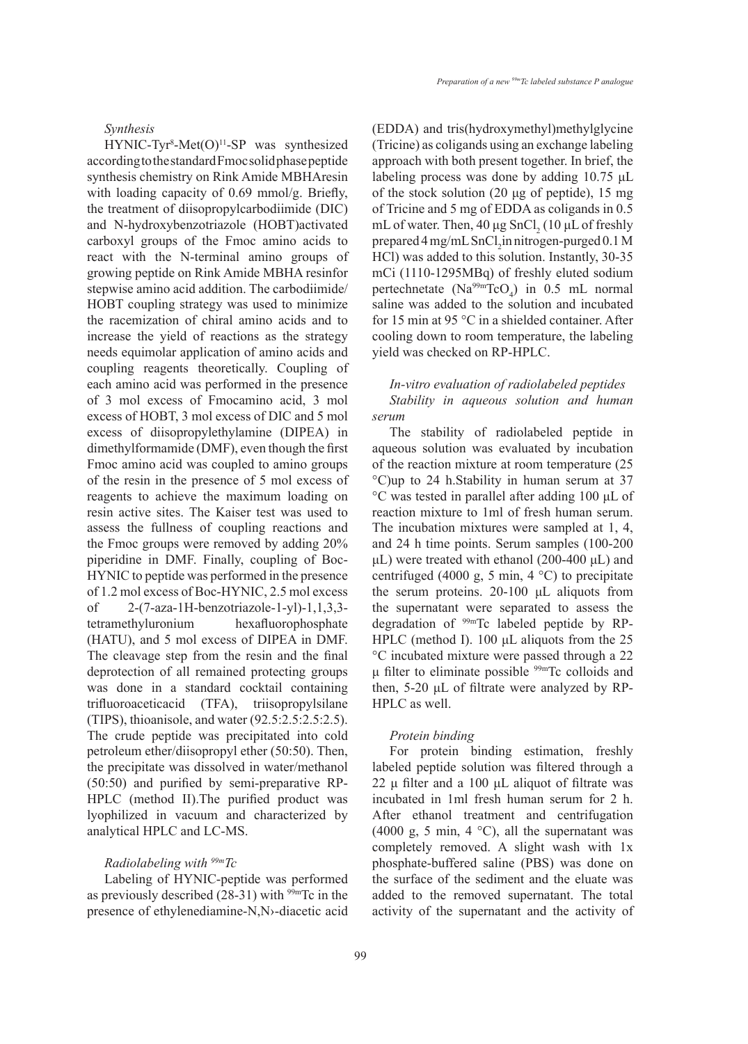*Synthesis*

HYNIC-Tyr[8]-Met(O)[11]-SP was synthesized according to the standard Fmoc solid phase peptide synthesis chemistry on Rink Amide MBHA resin with loading capacity of 0.69 mmol/g. Briefly, the treatment of diisopropylcarbodiimide (DIC) and N-hydroxybenzotriazole (HOBT) activated carboxyl groups of the Fmoc amino acids to react with the N-terminal amino groups of growing peptide on Rink Amide MBHA resin for stepwise amino acid addition. The carbodiimide/HOBT coupling strategy was used to minimize the racemization of chiral amino acids and to increase the yield of reactions as the strategy needs equimolar application of amino acids and coupling reagents theoretically. Coupling of each amino acid was performed in the presence of 3 mol excess of Fmoc amino acid, 3 mol excess of HOBT, 3 mol excess of DIC and 5 mol excess of diisopropylethylamine (DIPEA) in dimethylformamide (DMF), even though the first Fmoc amino acid was coupled to amino groups of the resin in the presence of 5 mol excess of reagents to achieve the maximum loading on resin active sites. The Kaiser test was used to assess the fullness of coupling reactions and the Fmoc groups were removed by adding 20% piperidine in DMF. Finally, coupling of Boc-HYNIC to peptide was performed in the presence of 1.2 mol excess of Boc-HYNIC, 2.5 mol excess of 2-(7-aza-1H-benzotriazole-1-yl)-1,1,3,3-tetramethyluronium hexafluorophosphate (HATU), and 5 mol excess of DIPEA in DMF. The cleavage step from the resin and the final deprotection of all remained protecting groups was done in a standard cocktail containing trifluoroacetic acid (TFA), triisopropylsilane (TIPS), thioanisole, and water (92.5:2.5:2.5:2.5). The crude peptide was precipitated into cold petroleum ether/diisopropyl ether (50:50). Then, the precipitate was dissolved in water/methanol (50:50) and purified by semi-preparative RP-HPLC (method II). The purified product was lyophilized in vacuum and characterized by analytical HPLC and LC-MS.

*Radiolabeling with $^{99m}$Tc*

Labeling of HYNIC-peptide was performed as previously described (28-31) with $^{99m}$Tc in the presence of ethylenediamine-N,N›-diacetic acid (EDDA) and tris(hydroxymethyl)methylglycine (Tricine) as coligands using an exchange labeling approach with both present together. In brief, the labeling process was done by adding 10.75 µL of the stock solution (20 µg of peptide), 15 mg of Tricine and 5 mg of EDDA as coligands in 0.5 mL of water. Then, 40 µg $SnCl_2$ (10 µL of freshly prepared 4 mg/mL $SnCl_2$ in nitrogen-purged 0.1 M HCl) was added to this solution. Instantly, 30-35 mCi (1110-1295MBq) of freshly eluted sodium pertechnetate ($Na^{99m}TcO_4$) in 0.5 mL normal saline was added to the solution and incubated for 15 min at 95 °C in a shielded container. After cooling down to room temperature, the labeling yield was checked on RP-HPLC.

*In-vitro evaluation of radiolabeled peptides*

*Stability in aqueous solution and human serum*

The stability of radiolabeled peptide in aqueous solution was evaluated by incubation of the reaction mixture at room temperature (25 °C) up to 24 h. Stability in human serum at 37 °C was tested in parallel after adding 100 µL of reaction mixture to 1ml of fresh human serum. The incubation mixtures were sampled at 1, 4, and 24 h time points. Serum samples (100-200 µL) were treated with ethanol (200-400 µL) and centrifuged (4000 g, 5 min, 4 °C) to precipitate the serum proteins. 20-100 µL aliquots from the supernatant were separated to assess the degradation of $^{99m}$Tc labeled peptide by RP-HPLC (method I). 100 µL aliquots from the 25 °C incubated mixture were passed through a 22 µ filter to eliminate possible $^{99m}$Tc colloids and then, 5-20 µL of filtrate were analyzed by RP-HPLC as well.

*Protein binding*

For protein binding estimation, freshly labeled peptide solution was filtered through a 22 µ filter and a 100 µL aliquot of filtrate was incubated in 1ml fresh human serum for 2 h. After ethanol treatment and centrifugation (4000 g, 5 min, 4 °C), all the supernatant was completely removed. A slight wash with 1x phosphate-buffered saline (PBS) was done on the surface of the sediment and the eluate was added to the removed supernatant. The total activity of the supernatant and the activity of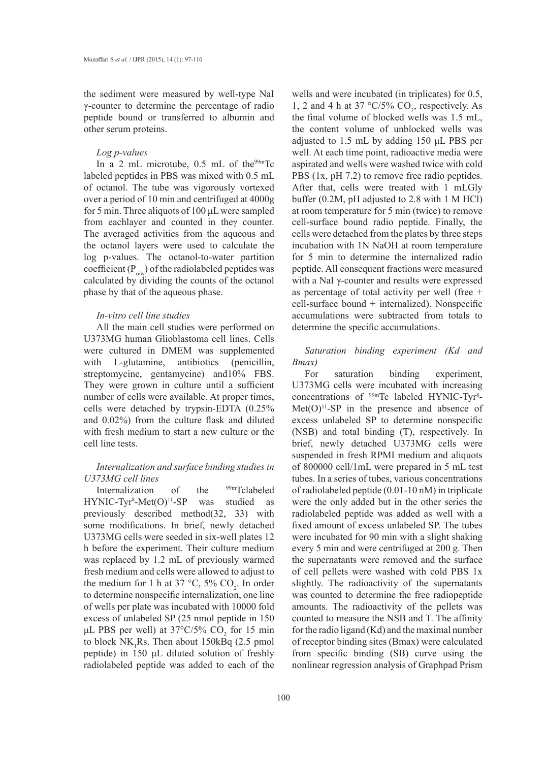the sediment were measured by well-type NaI γ-counter to determine the percentage of radio peptide bound or transferred to albumin and other serum proteins.

*Log p-values*

In a 2 mL microtube, 0.5 mL of the$^{99m}$Tc labeled peptides in PBS was mixed with 0.5 mL of octanol. The tube was vigorously vortexed over a period of 10 min and centrifuged at 4000g for 5 min. Three aliquots of 100 µL were sampled from eachlayer and counted in theγ counter. The averaged activities from the aqueous and the octanol layers were used to calculate the log p-values. The octanol-to-water partition coefficient ($P_{o/w}$) of the radiolabeled peptides was calculated by dividing the counts of the octanol phase by that of the aqueous phase.

*In-vitro cell line studies*

All the main cell studies were performed on U373MG human Glioblastoma cell lines. Cells were cultured in DMEM was supplemented with L-glutamine, antibiotics (penicillin, streptomycine, gentamycine) and10% FBS. They were grown in culture until a sufficient number of cells were available. At proper times, cells were detached by trypsin-EDTA (0.25% and 0.02%) from the culture flask and diluted with fresh medium to start a new culture or the cell line tests.

*Internalization and surface binding studies in U373MG cell lines*

Internalization of the $^{99m}$Tclabeled HYNIC-Tyr$^8$-Met(O)$^{11}$-SP was studied as previously described method(32, 33) with some modifications. In brief, newly detached U373MG cells were seeded in six-well plates 12 h before the experiment. Their culture medium was replaced by 1.2 mL of previously warmed fresh medium and cells were allowed to adjust to the medium for 1 h at 37 °C, 5% $CO_2$. In order to determine nonspecific internalization, one line of wells per plate was incubated with 10000 fold excess of unlabeled SP (25 nmol peptide in 150 µL PBS per well) at 37°C/5% $CO_2$ for 15 min to block $NK_1$Rs. Then about 150kBq (2.5 pmol peptide) in 150 µL diluted solution of freshly radiolabeled peptide was added to each of the wells and were incubated (in triplicates) for 0.5, 1, 2 and 4 h at 37 °C/5% $CO_2$, respectively. As the final volume of blocked wells was 1.5 mL, the content volume of unblocked wells was adjusted to 1.5 mL by adding 150 µL PBS per well. At each time point, radioactive media were aspirated and wells were washed twice with cold PBS (1x, pH 7.2) to remove free radio peptides. After that, cells were treated with 1 mLGly buffer (0.2M, pH adjusted to 2.8 with 1 M HCl) at room temperature for 5 min (twice) to remove cell-surface bound radio peptide. Finally, the cells were detached from the plates by three steps incubation with 1N NaOH at room temperature for 5 min to determine the internalized radio peptide. All consequent fractions were measured with a NaI γ-counter and results were expressed as percentage of total activity per well (free + cell-surface bound + internalized). Nonspecific accumulations were subtracted from totals to determine the specific accumulations.

*Saturation binding experiment (Kd and Bmax)*

For saturation binding experiment, U373MG cells were incubated with increasing concentrations of $^{99m}$Tc labeled HYNIC-Tyr$^8$-Met(O)$^{11}$-SP in the presence and absence of excess unlabeled SP to determine nonspecific (NSB) and total binding (T), respectively. In brief, newly detached U373MG cells were suspended in fresh RPMI medium and aliquots of 800000 cell/1mL were prepared in 5 mL test tubes. In a series of tubes, various concentrations of radiolabeled peptide (0.01-10 nM) in triplicate were the only added but in the other series the radiolabeled peptide was added as well with a fixed amount of excess unlabeled SP. The tubes were incubated for 90 min with a slight shaking every 5 min and were centrifuged at 200 g. Then the supernatants were removed and the surface of cell pellets were washed with cold PBS 1x slightly. The radioactivity of the supernatants was counted to determine the free radiopeptide amounts. The radioactivity of the pellets was counted to measure the NSB and T. The affinity for the radio ligand (Kd) and the maximal number of receptor binding sites (Bmax) were calculated from specific binding (SB) curve using the nonlinear regression analysis of Graphpad Prism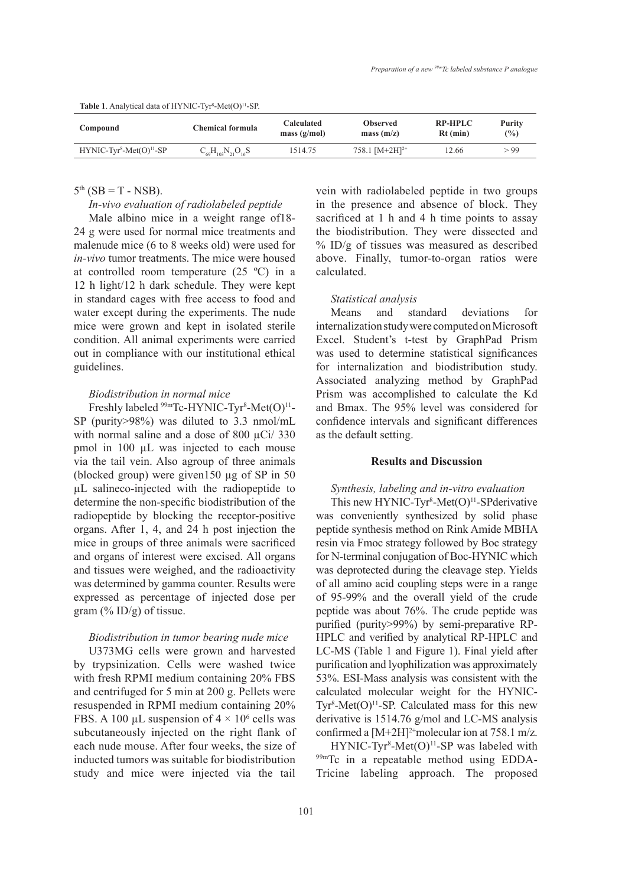**Table 1**. Analytical data of HYNIC-$Tyr^8$-$Met(O)^{11}$-SP.

| Compound | Chemical formula | Calculated mass (g/mol) | Observed mass (m/z) | RP-HPLC Rt (min) | Purity (%) |
|---|---|---|---|---|---|
| HYNIC-$Tyr^8$-$Met(O)^{11}$-SP | $C_{69}H_{103}N_{21}O_{16}S$ | 1514.75 | 758.1 $[M+2H]^{2+}$ | 12.66 | > 99 |

$5^{th}$ (SB = T - NSB).

*In-vivo evaluation of radiolabeled peptide*

Male albino mice in a weight range of18-24 g were used for normal mice treatments and malenude mice (6 to 8 weeks old) were used for *in-vivo* tumor treatments. The mice were housed at controlled room temperature (25 ºC) in a 12 h light/12 h dark schedule. They were kept in standard cages with free access to food and water except during the experiments. The nude mice were grown and kept in isolated sterile condition. All animal experiments were carried out in compliance with our institutional ethical guidelines.

*Biodistribution in normal mice*

Freshly labeled $^{99m}$Tc-HYNIC-$Tyr^8$-$Met(O)^{11}$-SP (purity>98%) was diluted to 3.3 nmol/mL with normal saline and a dose of 800 µCi/ 330 pmol in 100 µL was injected to each mouse via the tail vein. Also agroup of three animals (blocked group) were given150 µg of SP in 50 µL salineco-injected with the radiopeptide to determine the non-specific biodistribution of the radiopeptide by blocking the receptor-positive organs. After 1, 4, and 24 h post injection the mice in groups of three animals were sacrificed and organs of interest were excised. All organs and tissues were weighed, and the radioactivity was determined by gamma counter. Results were expressed as percentage of injected dose per gram (% ID/g) of tissue.

*Biodistribution in tumor bearing nude mice*

U373MG cells were grown and harvested by trypsinization. Cells were washed twice with fresh RPMI medium containing 20% FBS and centrifuged for 5 min at 200 g. Pellets were resuspended in RPMI medium containing 20% FBS. A 100 µL suspension of $4 \times 10^6$ cells was subcutaneously injected on the right flank of each nude mouse. After four weeks, the size of inducted tumors was suitable for biodistribution study and mice were injected via the tail vein with radiolabeled peptide in two groups in the presence and absence of block. They sacrificed at 1 h and 4 h time points to assay the biodistribution. They were dissected and % ID/g of tissues was measured as described above. Finally, tumor-to-organ ratios were calculated.

*Statistical analysis*

Means and standard deviations for internalization study were computed on Microsoft Excel. Student's t-test by GraphPad Prism was used to determine statistical significances for internalization and biodistribution study. Associated analyzing method by GraphPad Prism was accomplished to calculate the Kd and Bmax. The 95% level was considered for confidence intervals and significant differences as the default setting.

## Results and Discussion

*Synthesis, labeling and in-vitro evaluation*

This new HYNIC-$Tyr^8$-$Met(O)^{11}$-SPderivative was conveniently synthesized by solid phase peptide synthesis method on Rink Amide MBHA resin via Fmoc strategy followed by Boc strategy for N-terminal conjugation of Boc-HYNIC which was deprotected during the cleavage step. Yields of all amino acid coupling steps were in a range of 95-99% and the overall yield of the crude peptide was about 76%. The crude peptide was purified (purity>99%) by semi-preparative RP-HPLC and verified by analytical RP-HPLC and LC-MS (Table 1 and Figure 1). Final yield after purification and lyophilization was approximately 53%. ESI-Mass analysis was consistent with the calculated molecular weight for the HYNIC-$Tyr^8$-$Met(O)^{11}$-SP. Calculated mass for this new derivative is 1514.76 g/mol and LC-MS analysis confirmed a $[M+2H]^{2+}$molecular ion at 758.1 m/z.

HYNIC-$Tyr^8$-$Met(O)^{11}$-SP was labeled with $^{99m}$Tc in a repeatable method using EDDA-Tricine labeling approach. The proposed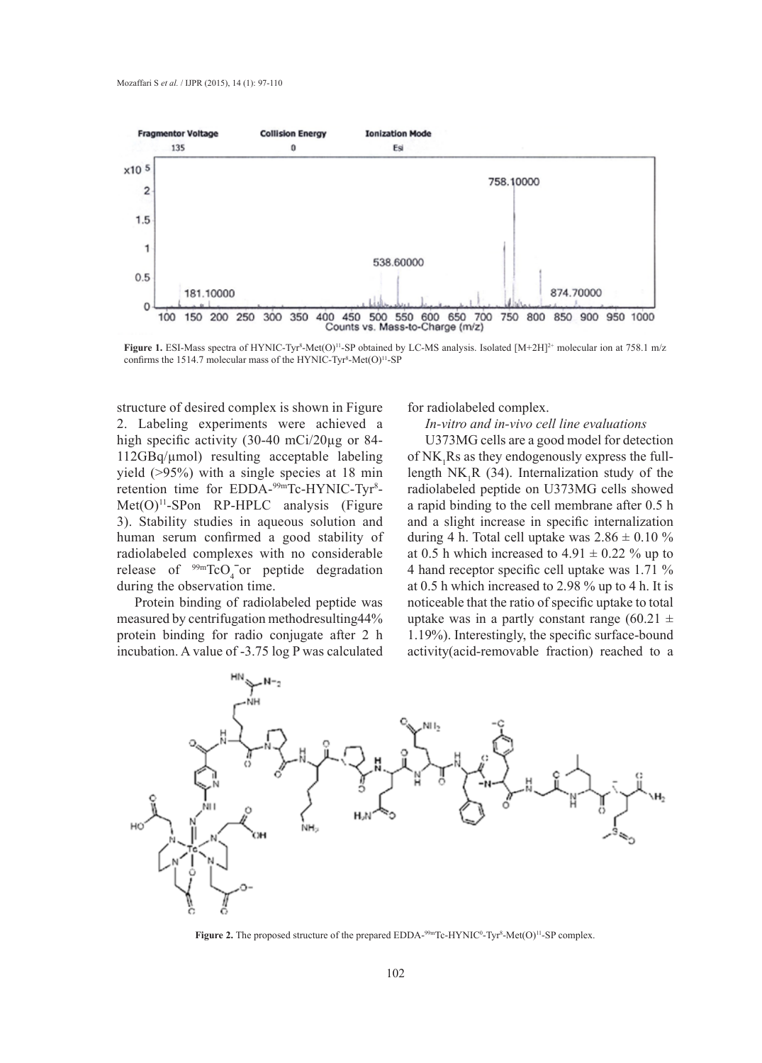Figure 1. ESI-Mass spectra of HYNIC-Tyr[8]-Met(O)[11]-SP obtained by LC-MS analysis. Isolated $[M+2H]^{2+}$ molecular ion at 758.1 m/z confirms the 1514.7 molecular mass of the HYNIC-Tyr[8]-Met(O)[11]-SP

structure of desired complex is shown in Figure 2. Labeling experiments were achieved a high specific activity (30-40 mCi/20µg or 84-112GBq/µmol) resulting acceptable labeling yield (>95%) with a single species at 18 min retention time for EDDA-$^{99m}$Tc-HYNIC-Tyr[8]-Met(O)[11]-SPon RP-HPLC analysis (Figure 3). Stability studies in aqueous solution and human serum confirmed a good stability of radiolabeled complexes with no considerable release of $^{99m}TcO_4^-$or peptide degradation during the observation time.

Protein binding of radiolabeled peptide was measured by centrifugation methodresulting44% protein binding for radio conjugate after 2 h incubation. A value of -3.75 log P was calculated for radiolabeled complex.

*In-vitro and in-vivo cell line evaluations*

U373MG cells are a good model for detection of $NK_1Rs$ as they endogenously express the full-length $NK_1R$ (34). Internalization study of the radiolabeled peptide on U373MG cells showed a rapid binding to the cell membrane after 0.5 h and a slight increase in specific internalization during 4 h. Total cell uptake was 2.86 ± 0.10 % at 0.5 h which increased to 4.91 ± 0.22 % up to 4 hand receptor specific cell uptake was 1.71 % at 0.5 h which increased to 2.98 % up to 4 h. It is noticeable that the ratio of specific uptake to total uptake was in a partly constant range (60.21 ± 1.19%). Interestingly, the specific surface-bound activity(acid-removable fraction) reached to a

Figure 2. The proposed structure of the prepared EDDA-$^{99m}$Tc-HYNIC[0]-Tyr[8]-Met(O)[11]-SP complex.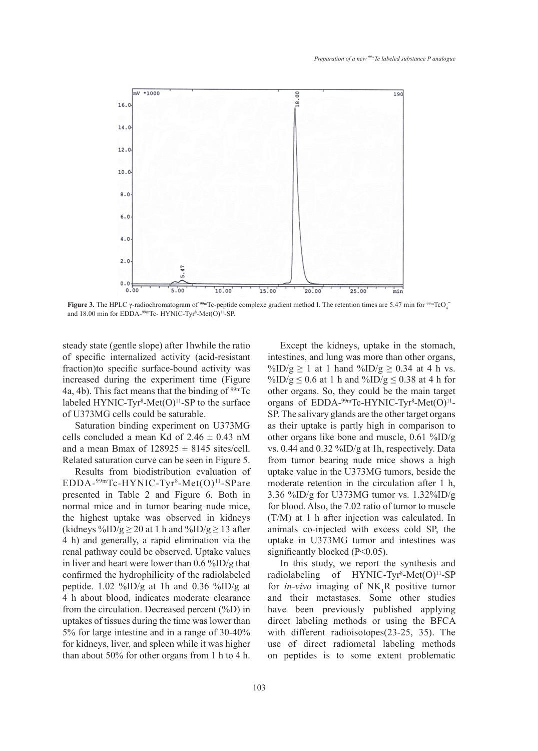**Figure 3.** The HPLC γ-radiochromatogram of $^{99m}$Tc-peptide complexe gradient method I. The retention times are 5.47 min for $^{99m}TcO_4^-$ and 18.00 min for EDDA-$^{99m}$Tc- HYNIC-Tyr$^8$-Met(O)$^{11}$-SP.

steady state (gentle slope) after 1hwhile the ratio of specific internalized activity (acid-resistant fraction)to specific surface-bound activity was increased during the experiment time (Figure 4a, 4b). This fact means that the binding of $^{99m}$Tc labeled HYNIC-Tyr$^8$-Met(O)$^{11}$-SP to the surface of U373MG cells could be saturable.

Saturation binding experiment on U373MG cells concluded a mean Kd of 2.46 ± 0.43 nM and a mean Bmax of 128925 ± 8145 sites/cell. Related saturation curve can be seen in Figure 5.

Results from biodistribution evaluation of EDDA-$^{99m}$Tc-HYNIC-Tyr$^8$-Met(O)$^{11}$-SPare presented in Table 2 and Figure 6. Both in normal mice and in tumor bearing nude mice, the highest uptake was observed in kidneys (kidneys %ID/g ≥ 20 at 1 h and %ID/g ≥ 13 after 4 h) and generally, a rapid elimination via the renal pathway could be observed. Uptake values in liver and heart were lower than 0.6 %ID/g that confirmed the hydrophilicity of the radiolabeled peptide. 1.02 %ID/g at 1h and 0.36 %ID/g at 4 h about blood, indicates moderate clearance from the circulation. Decreased percent (%D) in uptakes of tissues during the time was lower than 5% for large intestine and in a range of 30-40% for kidneys, liver, and spleen while it was higher than about 50% for other organs from 1 h to 4 h.

Except the kidneys, uptake in the stomach, intestines, and lung was more than other organs, %ID/g ≥ 1 at 1 hand %ID/g ≥ 0.34 at 4 h vs. %ID/g ≤ 0.6 at 1 h and %ID/g ≤ 0.38 at 4 h for other organs. So, they could be the main target organs of EDDA-$^{99m}$Tc-HYNIC-Tyr$^8$-Met(O)$^{11}$-SP. The salivary glands are the other target organs as their uptake is partly high in comparison to other organs like bone and muscle, 0.61 %ID/g vs. 0.44 and 0.32 %ID/g at 1h, respectively. Data from tumor bearing nude mice shows a high uptake value in the U373MG tumors, beside the moderate retention in the circulation after 1 h, 3.36 %ID/g for U373MG tumor vs. 1.32%ID/g for blood. Also, the 7.02 ratio of tumor to muscle (T/M) at 1 h after injection was calculated. In animals co-injected with excess cold SP, the uptake in U373MG tumor and intestines was significantly blocked ($P<0.05$).

In this study, we report the synthesis and radiolabeling of HYNIC-Tyr$^8$-Met(O)$^{11}$-SP for *in-vivo* imaging of $NK_1R$ positive tumor and their metastases. Some other studies have been previously published applying direct labeling methods or using the BFCA with different radioisotopes(23-25, 35). The use of direct radiometal labeling methods on peptides is to some extent problematic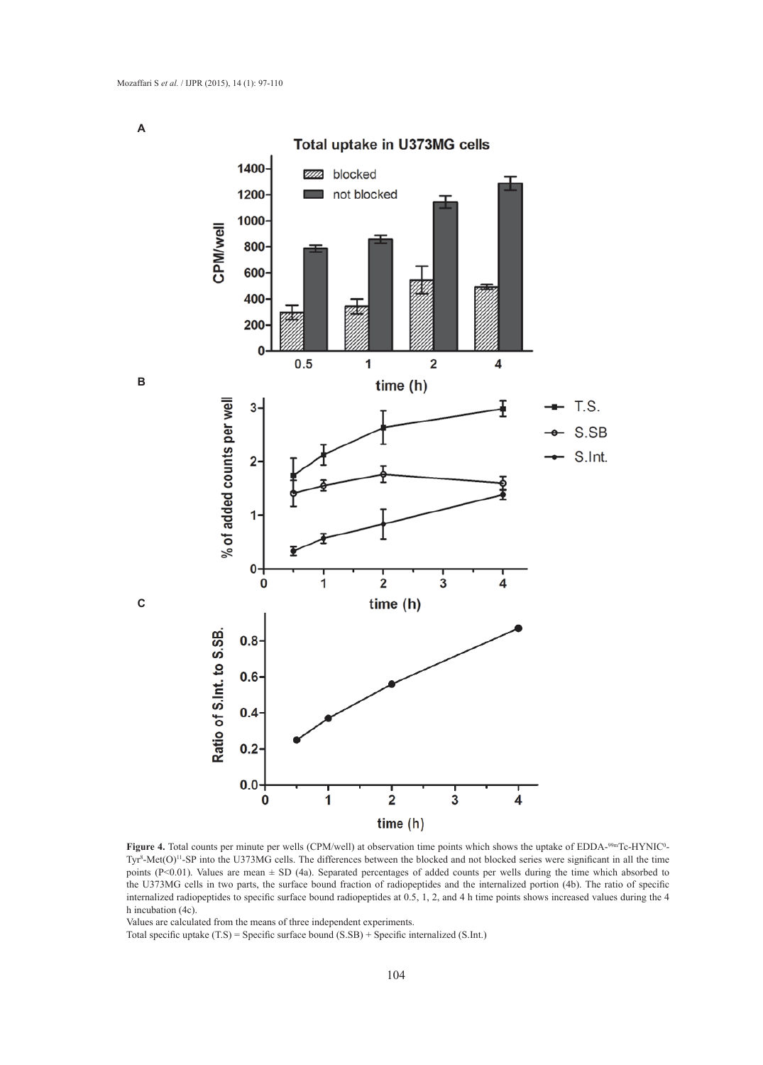**Figure 4.** Total counts per minute per wells (CPM/well) at observation time points which shows the uptake of EDDA-$^{99m}$Tc-HYNIC$^{0}$-Tyr$^{8}$-Met(O)$^{11}$-SP into the U373MG cells. The differences between the blocked and not blocked series were significant in all the time points (P<0.01). Values are mean ± SD (4a). Separated percentages of added counts per wells during the time which absorbed to the U373MG cells in two parts, the surface bound fraction of radiopeptides and the internalized portion (4b). The ratio of specific internalized radiopeptides to specific surface bound radiopeptides at 0.5, 1, 2, and 4 h time points shows increased values during the 4 h incubation (4c).

Values are calculated from the means of three independent experiments.

Total specific uptake (T.S) = Specific surface bound (S.SB) + Specific internalized (S.Int.)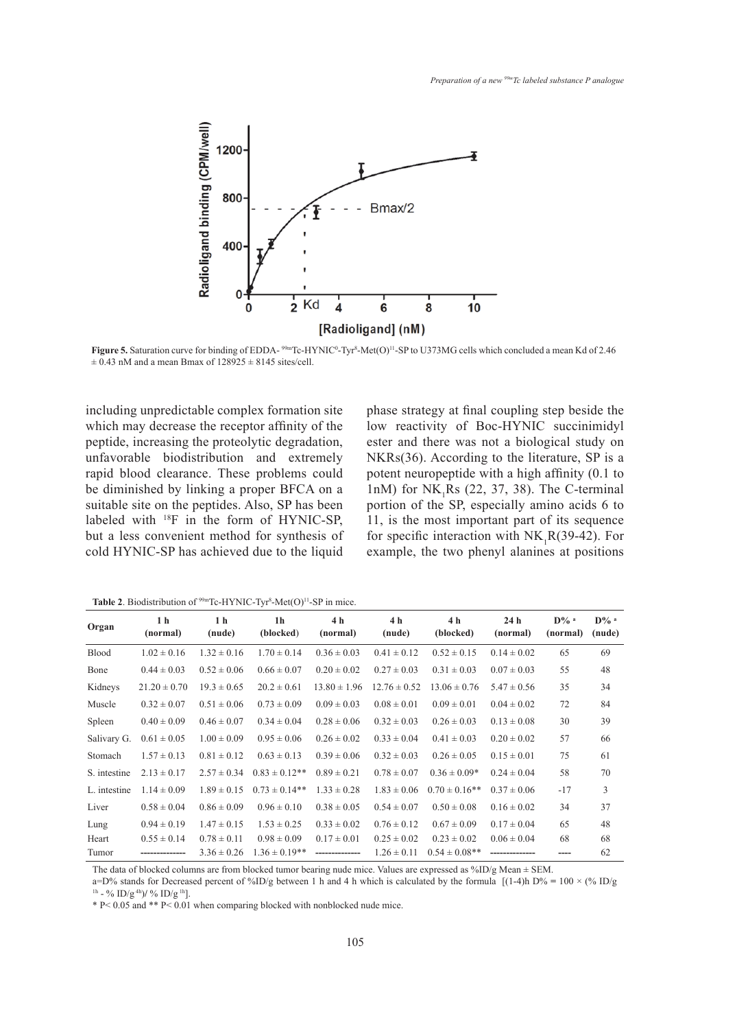Figure 5. Saturation curve for binding of EDDA-$^{99m}$Tc-HYNIC$^0$-Tyr$^8$-Met(O)$^{11}$-SP to U373MG cells which concluded a mean Kd of 2.46 ± 0.43 nM and a mean Bmax of 128925 ± 8145 sites/cell.

including unpredictable complex formation site which may decrease the receptor affinity of the peptide, increasing the proteolytic degradation, unfavorable biodistribution and extremely rapid blood clearance. These problems could be diminished by linking a proper BFCA on a suitable site on the peptides. Also, SP has been labeled with $^{18}$F in the form of HYNIC-SP, but a less convenient method for synthesis of cold HYNIC-SP has achieved due to the liquid phase strategy at final coupling step beside the low reactivity of Boc-HYNIC succinimidyl ester and there was not a biological study on NKRs(36). According to the literature, SP is a potent neuropeptide with a high affinity (0.1 to 1nM) for $NK_1$Rs (22, 37, 38). The C-terminal portion of the SP, especially amino acids 6 to 11, is the most important part of its sequence for specific interaction with $NK_1$R(39-42). For example, the two phenyl alanines at positions

**Table 2**. Biodistribution of $^{99m}$Tc-HYNIC-Tyr$^8$-Met(O)$^{11}$-SP in mice.

| Organ | 1 h (normal) | 1 h (nude) | 1h (blocked) | 4 h (normal) | 4 h (nude) | 4 h (blocked) | 24 h (normal) | D% [a] (normal) | D% [a] (nude) |
|---|---|---|---|---|---|---|---|---|---|
| Blood | 1.02 ± 0.16 | 1.32 ± 0.16 | 1.70 ± 0.14 | 0.36 ± 0.03 | 0.41 ± 0.12 | 0.52 ± 0.15 | 0.14 ± 0.02 | 65 | 69 |
| Bone | 0.44 ± 0.03 | 0.52 ± 0.06 | 0.66 ± 0.07 | 0.20 ± 0.02 | 0.27 ± 0.03 | 0.31 ± 0.03 | 0.07 ± 0.03 | 55 | 48 |
| Kidneys | 21.20 ± 0.70 | 19.3 ± 0.65 | 20.2 ± 0.61 | 13.80 ± 1.96 | 12.76 ± 0.52 | 13.06 ± 0.76 | 5.47 ± 0.56 | 35 | 34 |
| Muscle | 0.32 ± 0.07 | 0.51 ± 0.06 | 0.73 ± 0.09 | 0.09 ± 0.03 | 0.08 ± 0.01 | 0.09 ± 0.01 | 0.04 ± 0.02 | 72 | 84 |
| Spleen | 0.40 ± 0.09 | 0.46 ± 0.07 | 0.34 ± 0.04 | 0.28 ± 0.06 | 0.32 ± 0.03 | 0.26 ± 0.03 | 0.13 ± 0.08 | 30 | 39 |
| Salivary G. | 0.61 ± 0.05 | 1.00 ± 0.09 | 0.95 ± 0.06 | 0.26 ± 0.02 | 0.33 ± 0.04 | 0.41 ± 0.03 | 0.20 ± 0.02 | 57 | 66 |
| Stomach | 1.57 ± 0.13 | 0.81 ± 0.12 | 0.63 ± 0.13 | 0.39 ± 0.06 | 0.32 ± 0.03 | 0.26 ± 0.05 | 0.15 ± 0.01 | 75 | 61 |
| S. intestine | 2.13 ± 0.17 | 2.57 ± 0.34 | 0.83 ± 0.12** | 0.89 ± 0.21 | 0.78 ± 0.07 | 0.36 ± 0.09* | 0.24 ± 0.04 | 58 | 70 |
| L. intestine | 1.14 ± 0.09 | 1.89 ± 0.15 | 0.73 ± 0.14** | 1.33 ± 0.28 | 1.83 ± 0.06 | 0.70 ± 0.16** | 0.37 ± 0.06 | -17 | 3 |
| Liver | 0.58 ± 0.04 | 0.86 ± 0.09 | 0.96 ± 0.10 | 0.38 ± 0.05 | 0.54 ± 0.07 | 0.50 ± 0.08 | 0.16 ± 0.02 | 34 | 37 |
| Lung | 0.94 ± 0.19 | 1.47 ± 0.15 | 1.53 ± 0.25 | 0.33 ± 0.02 | 0.76 ± 0.12 | 0.67 ± 0.09 | 0.17 ± 0.04 | 65 | 48 |
| Heart | 0.55 ± 0.14 | 0.78 ± 0.11 | 0.98 ± 0.09 | 0.17 ± 0.01 | 0.25 ± 0.02 | 0.23 ± 0.02 | 0.06 ± 0.04 | 68 | 68 |
| Tumor | -------------- | 3.36 ± 0.26 | 1.36 ± 0.19** | -------------- | 1.26 ± 0.11 | 0.54 ± 0.08** | -------------- | ---- | 62 |

The data of blocked columns are from blocked tumor bearing nude mice. Values are expressed as %ID/g Mean ± SEM.

a=D% stands for Decreased percent of %ID/g between 1 h and 4 h which is calculated by the formula [(1-4)h D% = 100 × (% ID/g $^{1h}$ - % ID/g $^{4h}$)/ % ID/g $^{1h}$].

* $P< 0.05$ and ** $P< 0.01$ when comparing blocked with nonblocked nude mice.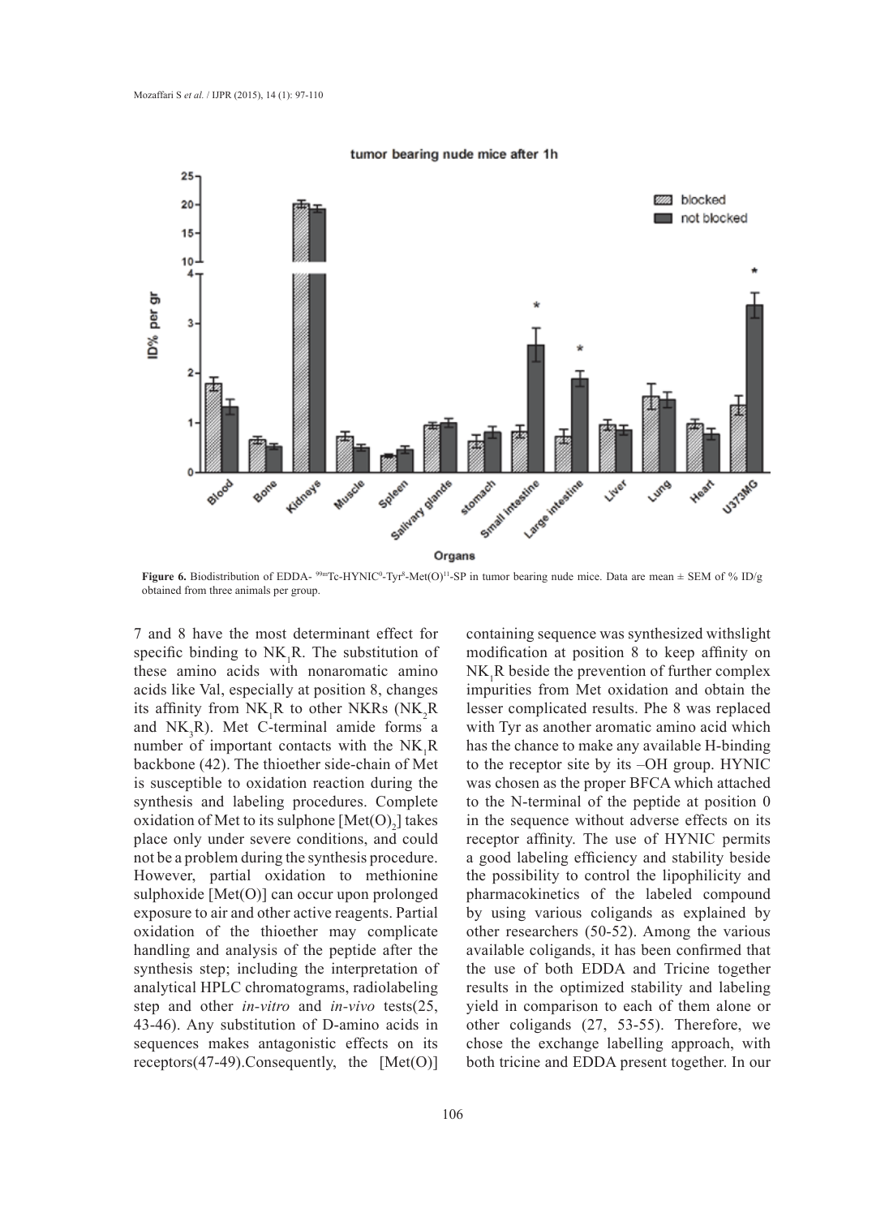**Figure 6.** Biodistribution of EDDA- $^{99m}$Tc-HYNIC$^{0}$-Tyr$^{8}$-Met(O)$^{11}$-SP in tumor bearing nude mice. Data are mean ± SEM of % ID/g obtained from three animals per group.

7 and 8 have the most determinant effect for specific binding to $NK_1R$. The substitution of these amino acids with nonaromatic amino acids like Val, especially at position 8, changes its affinity from $NK_1R$ to other NKRs ($NK_2R$ and $NK_3R$). Met C-terminal amide forms a number of important contacts with the $NK_1R$ backbone (42). The thioether side-chain of Met is susceptible to oxidation reaction during the synthesis and labeling procedures. Complete oxidation of Met to its sulphone [$Met(O)_2$] takes place only under severe conditions, and could not be a problem during the synthesis procedure. However, partial oxidation to methionine sulphoxide [Met(O)] can occur upon prolonged exposure to air and other active reagents. Partial oxidation of the thioether may complicate handling and analysis of the peptide after the synthesis step; including the interpretation of analytical HPLC chromatograms, radiolabeling step and other *in-vitro* and *in-vivo* tests(25, 43-46). Any substitution of D-amino acids in sequences makes antagonistic effects on its receptors(47-49).Consequently, the [Met(O)] containing sequence was synthesized withslight modification at position 8 to keep affinity on $NK_1R$ beside the prevention of further complex impurities from Met oxidation and obtain the lesser complicated results. Phe 8 was replaced with Tyr as another aromatic amino acid which has the chance to make any available H-binding to the receptor site by its –OH group. HYNIC was chosen as the proper BFCA which attached to the N-terminal of the peptide at position 0 in the sequence without adverse effects on its receptor affinity. The use of HYNIC permits a good labeling efficiency and stability beside the possibility to control the lipophilicity and pharmacokinetics of the labeled compound by using various coligands as explained by other researchers (50-52). Among the various available coligands, it has been confirmed that the use of both EDDA and Tricine together results in the optimized stability and labeling yield in comparison to each of them alone or other coligands (27, 53-55). Therefore, we chose the exchange labelling approach, with both tricine and EDDA present together. In our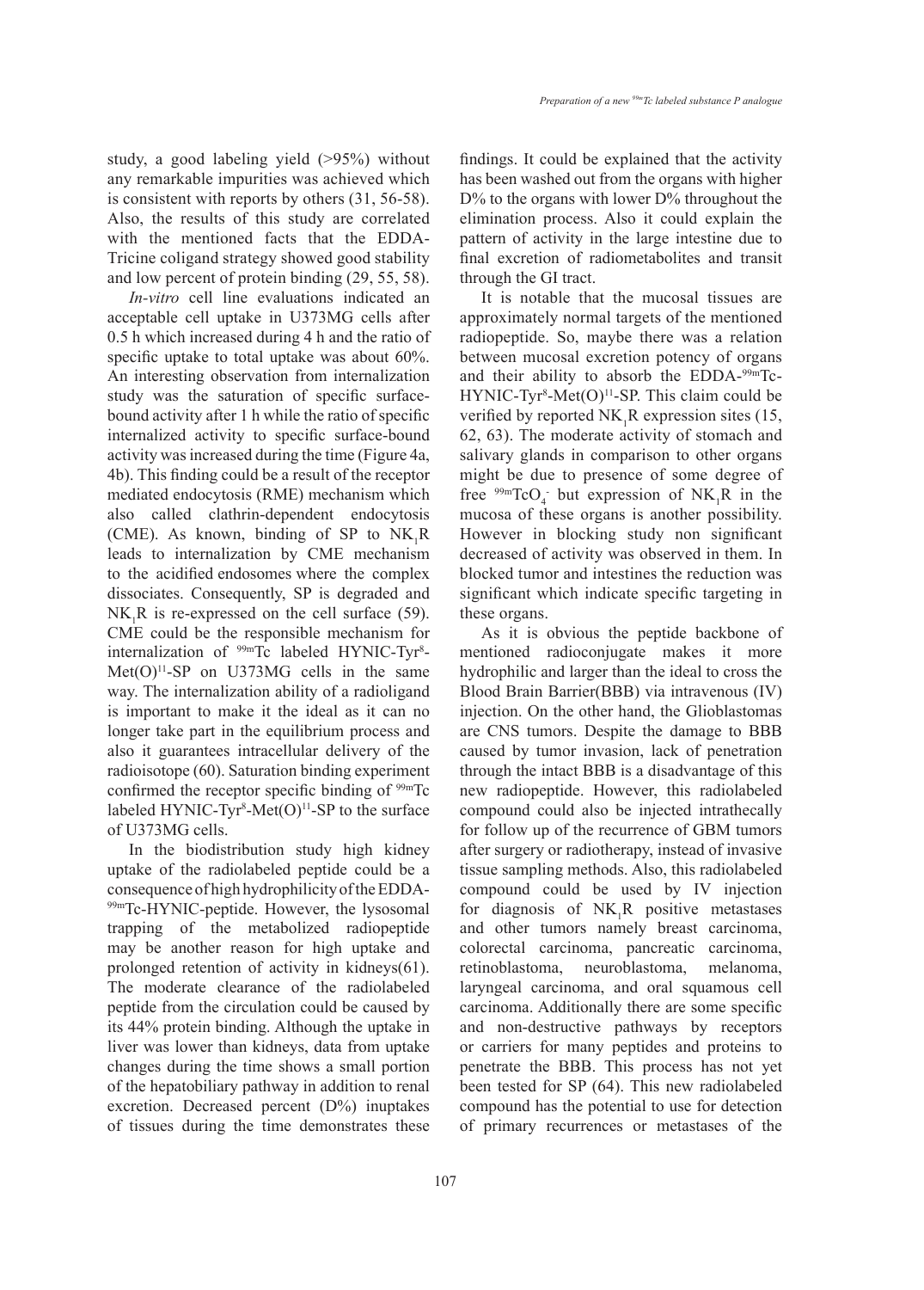study, a good labeling yield (>95%) without any remarkable impurities was achieved which is consistent with reports by others (31, 56-58). Also, the results of this study are correlated with the mentioned facts that the EDDA-Tricine coligand strategy showed good stability and low percent of protein binding (29, 55, 58).

*In-vitro* cell line evaluations indicated an acceptable cell uptake in U373MG cells after 0.5 h which increased during 4 h and the ratio of specific uptake to total uptake was about 60%. An interesting observation from internalization study was the saturation of specific surface-bound activity after 1 h while the ratio of specific internalized activity to specific surface-bound activity was increased during the time (Figure 4a, 4b). This finding could be a result of the receptor mediated endocytosis (RME) mechanism which also called clathrin-dependent endocytosis (CME). As known, binding of SP to $NK_1R$ leads to internalization by CME mechanism to the acidified endosomes where the complex dissociates. Consequently, SP is degraded and $NK_1R$ is re-expressed on the cell surface (59). CME could be the responsible mechanism for internalization of $^{99m}$Tc labeled HYNIC-Tyr$^{8}$-Met(O)$^{11}$-SP on U373MG cells in the same way. The internalization ability of a radioligand is important to make it the ideal as it can no longer take part in the equilibrium process and also it guarantees intracellular delivery of the radioisotope (60). Saturation binding experiment confirmed the receptor specific binding of $^{99m}$Tc labeled HYNIC-Tyr$^{8}$-Met(O)$^{11}$-SP to the surface of U373MG cells.

In the biodistribution study high kidney uptake of the radiolabeled peptide could be a consequence of high hydrophilicity of the EDDA-$^{99m}$Tc-HYNIC-peptide. However, the lysosomal trapping of the metabolized radiopeptide may be another reason for high uptake and prolonged retention of activity in kidneys(61). The moderate clearance of the radiolabeled peptide from the circulation could be caused by its 44% protein binding. Although the uptake in liver was lower than kidneys, data from uptake changes during the time shows a small portion of the hepatobiliary pathway in addition to renal excretion. Decreased percent (D%) inuptakes of tissues during the time demonstrates these findings. It could be explained that the activity has been washed out from the organs with higher D% to the organs with lower D% throughout the elimination process. Also it could explain the pattern of activity in the large intestine due to final excretion of radiometabolites and transit through the GI tract.

It is notable that the mucosal tissues are approximately normal targets of the mentioned radiopeptide. So, maybe there was a relation between mucosal excretion potency of organs and their ability to absorb the EDDA-$^{99m}$Tc-HYNIC-Tyr$^{8}$-Met(O)$^{11}$-SP. This claim could be verified by reported $NK_1R$ expression sites (15, 62, 63). The moderate activity of stomach and salivary glands in comparison to other organs might be due to presence of some degree of free $^{99m}TcO_4^-$ but expression of $NK_1R$ in the mucosa of these organs is another possibility. However in blocking study non significant decreased of activity was observed in them. In blocked tumor and intestines the reduction was significant which indicate specific targeting in these organs.

As it is obvious the peptide backbone of mentioned radioconjugate makes it more hydrophilic and larger than the ideal to cross the Blood Brain Barrier(BBB) via intravenous (IV) injection. On the other hand, the Glioblastomas are CNS tumors. Despite the damage to BBB caused by tumor invasion, lack of penetration through the intact BBB is a disadvantage of this new radiopeptide. However, this radiolabeled compound could also be injected intrathecally for follow up of the recurrence of GBM tumors after surgery or radiotherapy, instead of invasive tissue sampling methods. Also, this radiolabeled compound could be used by IV injection for diagnosis of $NK_1R$ positive metastases and other tumors namely breast carcinoma, colorectal carcinoma, pancreatic carcinoma, retinoblastoma, neuroblastoma, melanoma, laryngeal carcinoma, and oral squamous cell carcinoma. Additionally there are some specific and non-destructive pathways by receptors or carriers for many peptides and proteins to penetrate the BBB. This process has not yet been tested for SP (64). This new radiolabeled compound has the potential to use for detection of primary recurrences or metastases of the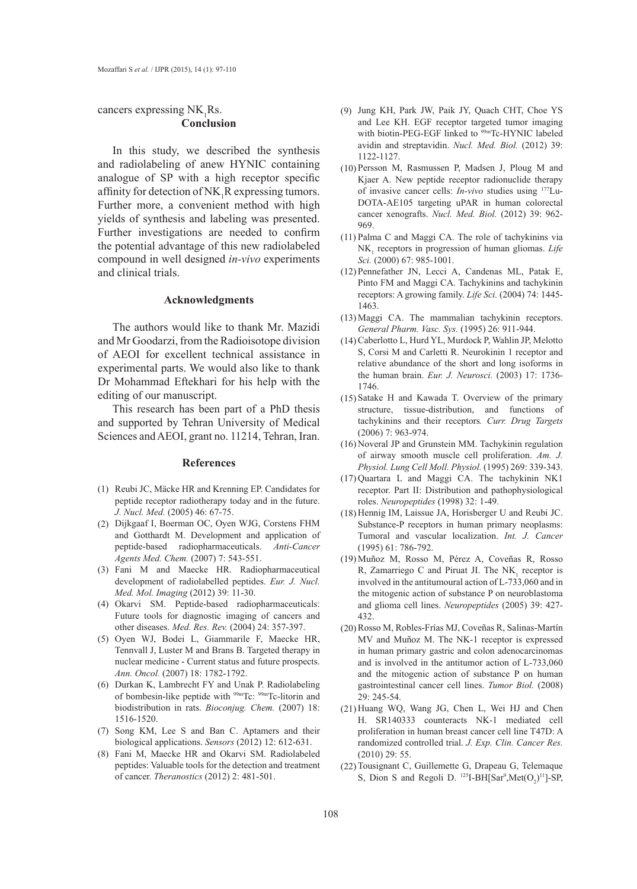cancers expressing $NK_1Rs$.

## Conclusion

In this study, we described the synthesis and radiolabeling of anew HYNIC containing analogue of SP with a high receptor specific affinity for detection of $NK_1R$ expressing tumors. Further more, a convenient method with high yields of synthesis and labeling was presented. Further investigations are needed to confirm the potential advantage of this new radiolabeled compound in well designed *in-vivo* experiments and clinical trials.

## Acknowledgments

The authors would like to thank Mr. Mazidi and Mr Goodarzi, from the Radioisotope division of AEOI for excellent technical assistance in experimental parts. We would also like to thank Dr Mohammad Eftekhari for his help with the editing of our manuscript.

This research has been part of a PhD thesis and supported by Tehran University of Medical Sciences and AEOI, grant no. 11214, Tehran, Iran.

## References

(1) Reubi JC, Mäcke HR and Krenning EP. Candidates for peptide receptor radiotherapy today and in the future. *J. Nucl. Med.* (2005) 46: 67-75.

(2) Dijkgaaf I, Boerman OC, Oyen WJG, Corstens FHM and Gotthardt M. Development and application of peptide-based radiopharmaceuticals. *Anti-Cancer Agents Med. Chem.* (2007) 7: 543-551.

(3) Fani M and Maecke HR. Radiopharmaceutical development of radiolabelled peptides. *Eur. J. Nucl. Med. Mol. Imaging* (2012) 39: 11-30.

(4) Okarvi SM. Peptide-based radiopharmaceuticals: Future tools for diagnostic imaging of cancers and other diseases. *Med. Res. Rev.* (2004) 24: 357-397.

(5) Oyen WJ, Bodei L, Giammarile F, Maecke HR, Tennvall J, Luster M and Brans B. Targeted therapy in nuclear medicine - Current status and future prospects. *Ann. Oncol.* (2007) 18: 1782-1792.

(6) Durkan K, Lambrecht FY and Unak P. Radiolabeling of bombesin-like peptide with $^{99m}$Tc: $^{99m}$Tc-litorin and biodistribution in rats. *Bioconjug. Chem.* (2007) 18: 1516-1520.

(7) Song KM, Lee S and Ban C. Aptamers and their biological applications. *Sensors* (2012) 12: 612-631.

(8) Fani M, Maecke HR and Okarvi SM. Radiolabeled peptides: Valuable tools for the detection and treatment of cancer. *Theranostics* (2012) 2: 481-501.

(9) Jung KH, Park JW, Paik JY, Quach CHT, Choe YS and Lee KH. EGF receptor targeted tumor imaging with biotin-PEG-EGF linked to $^{99m}$Tc-HYNIC labeled avidin and streptavidin. *Nucl. Med. Biol.* (2012) 39: 1122-1127.

(10) Persson M, Rasmussen P, Madsen J, Ploug M and Kjaer A. New peptide receptor radionuclide therapy of invasive cancer cells: *In-vivo* studies using $^{177}$Lu-DOTA-AE105 targeting uPAR in human colorectal cancer xenografts. *Nucl. Med. Biol.* (2012) 39: 962-969.

(11) Palma C and Maggi CA. The role of tachykinins via $NK_1$ receptors in progression of human gliomas. *Life Sci.* (2000) 67: 985-1001.

(12) Pennefather JN, Lecci A, Candenas ML, Patak E, Pinto FM and Maggi CA. Tachykinins and tachykinin receptors: A growing family. *Life Sci.* (2004) 74: 1445-1463.

(13) Maggi CA. The mammalian tachykinin receptors. *General Pharm. Vasc. Sys.* (1995) 26: 911-944.

(14) Caberlotto L, Hurd YL, Murdock P, Wahlin JP, Melotto S, Corsi M and Carletti R. Neurokinin 1 receptor and relative abundance of the short and long isoforms in the human brain. *Eur. J. Neurosci.* (2003) 17: 1736-1746.

(15) Satake H and Kawada T. Overview of the primary structure, tissue-distribution, and functions of tachykinins and their receptors. *Curr. Drug Targets* (2006) 7: 963-974.

(16) Noveral JP and Grunstein MM. Tachykinin regulation of airway smooth muscle cell proliferation. *Am. J. Physiol. Lung Cell Moll. Physiol.* (1995) 269: 339-343.

(17) Quartara L and Maggi CA. The tachykinin NK1 receptor. Part II: Distribution and pathophysiological roles. *Neuropeptides* (1998) 32: 1-49.

(18) Hennig IM, Laissue JA, Horisberger U and Reubi JC. Substance-P receptors in human primary neoplasms: Tumoral and vascular localization. *Int. J. Cancer* (1995) 61: 786-792.

(19) Muñoz M, Rosso M, Pérez A, Coveñas R, Rosso R, Zamarriego C and Piruat JI. The $NK_1$ receptor is involved in the antitumoural action of L-733,060 and in the mitogenic action of substance P on neuroblastoma and glioma cell lines. *Neuropeptides* (2005) 39: 427-432.

(20) Rosso M, Robles-Frías MJ, Coveñas R, Salinas-Martín MV and Muñoz M. The NK-1 receptor is expressed in human primary gastric and colon adenocarcinomas and is involved in the antitumor action of L-733,060 and the mitogenic action of substance P on human gastrointestinal cancer cell lines. *Tumor Biol.* (2008) 29: 245-54.

(21) Huang WQ, Wang JG, Chen L, Wei HJ and Chen H. SR140333 counteracts NK-1 mediated cell proliferation in human breast cancer cell line T47D: A randomized controlled trial. *J. Exp. Clin. Cancer Res.* (2010) 29: 55.

(22) Tousignant C, Guillemette G, Drapeau G, Telemaque S, Dion S and Regoli D. $^{125}$I-BH[Sar$^{9}$,Met(O$_2$)$^{11}$]-SP,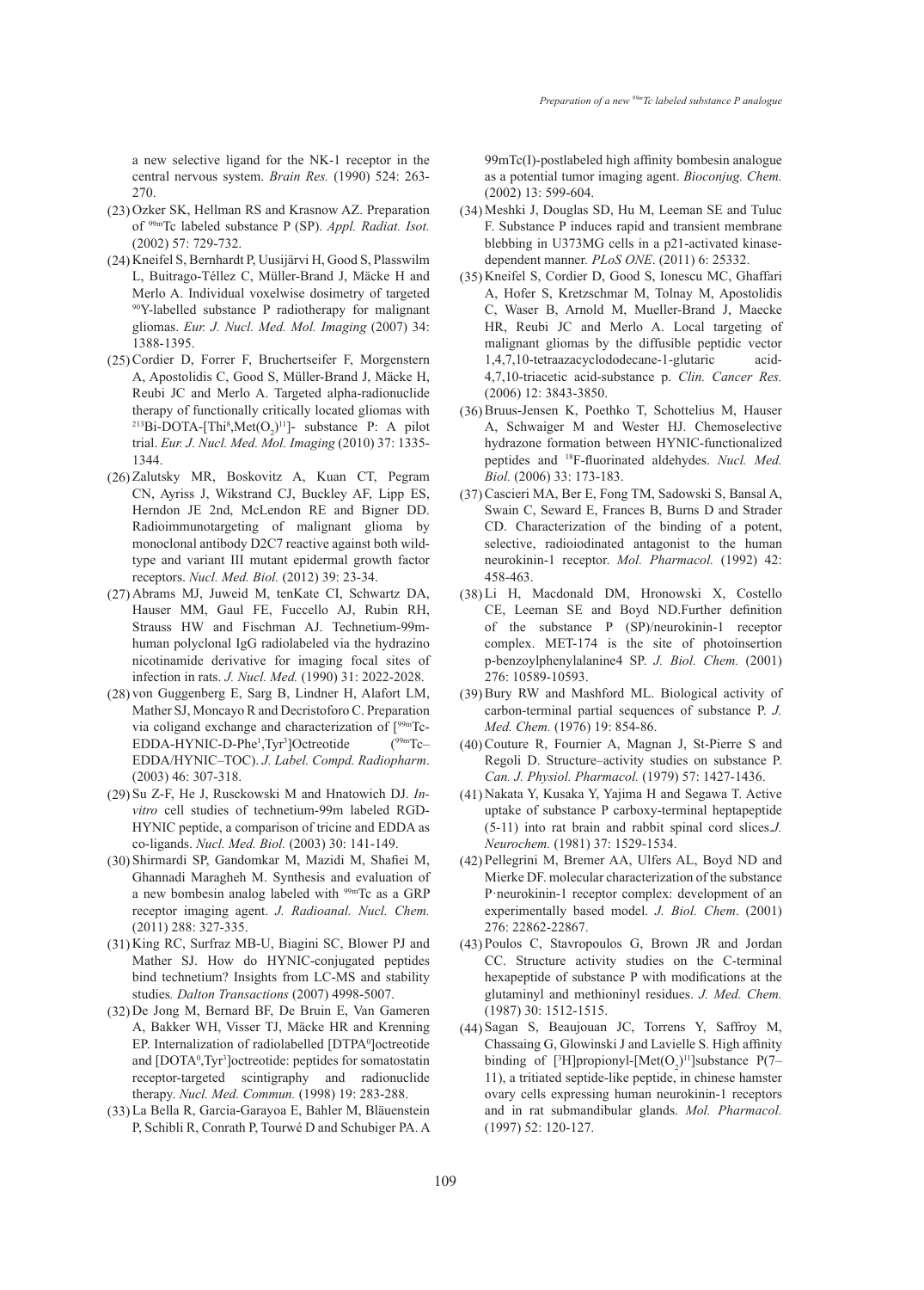a new selective ligand for the NK-1 receptor in the central nervous system. *Brain Res.* (1990) 524: 263-270.

(23) Ozker SK, Hellman RS and Krasnow AZ. Preparation of $^{99m}$Tc labeled substance P (SP). *Appl. Radiat. Isot.* (2002) 57: 729-732.

(24) Kneifel S, Bernhardt P, Uusijärvi H, Good S, Plasswilm L, Buitrago-Téllez C, Müller-Brand J, Mäcke H and Merlo A. Individual voxelwise dosimetry of targeted $^{90}$Y-labelled substance P radiotherapy for malignant gliomas. *Eur. J. Nucl. Med. Mol. Imaging* (2007) 34: 1388-1395.

(25) Cordier D, Forrer F, Bruchertseifer F, Morgenstern A, Apostolidis C, Good S, Müller-Brand J, Mäcke H, Reubi JC and Merlo A. Targeted alpha-radionuclide therapy of functionally critically located gliomas with $^{213}$Bi-DOTA-[Thi$^8$,Met(O$_2$)$^{11}$]- substance P: A pilot trial. *Eur. J. Nucl. Med. Mol. Imaging* (2010) 37: 1335-1344.

(26) Zalutsky MR, Boskovitz A, Kuan CT, Pegram CN, Ayriss J, Wikstrand CJ, Buckley AF, Lipp ES, Herndon JE 2nd, McLendon RE and Bigner DD. Radioimmunotargeting of malignant glioma by monoclonal antibody D2C7 reactive against both wild-type and variant III mutant epidermal growth factor receptors. *Nucl. Med. Biol.* (2012) 39: 23-34.

(27) Abrams MJ, Juweid M, tenKate CI, Schwartz DA, Hauser MM, Gaul FE, Fuccello AJ, Rubin RH, Strauss HW and Fischman AJ. Technetium-99m-human polyclonal IgG radiolabeled via the hydrazino nicotinamide derivative for imaging focal sites of infection in rats. *J. Nucl. Med.* (1990) 31: 2022-2028.

(28) von Guggenberg E, Sarg B, Lindner H, Alafort LM, Mather SJ, Moncayo R and Decristoforo C. Preparation via coligand exchange and characterization of [$^{99m}$Tc-EDDA-HYNIC-D-Phe$^1$,Tyr$^3$]Octreotide ($^{99m}$Tc–EDDA/HYNIC–TOC). *J. Label. Compd. Radiopharm*. (2003) 46: 307-318.

(29) Su Z-F, He J, Rusckowski M and Hnatowich DJ. *In-vitro* cell studies of technetium-99m labeled RGD-HYNIC peptide, a comparison of tricine and EDDA as co-ligands. *Nucl. Med. Biol.* (2003) 30: 141-149.

(30) Shirmardi SP, Gandomkar M, Mazidi M, Shafiei M, Ghannadi Maragheh M. Synthesis and evaluation of a new bombesin analog labeled with $^{99m}$Tc as a GRP receptor imaging agent. *J. Radioanal. Nucl. Chem.* (2011) 288: 327-335.

(31) King RC, Surfraz MB-U, Biagini SC, Blower PJ and Mather SJ. How do HYNIC-conjugated peptides bind technetium? Insights from LC-MS and stability studies*. Dalton Transactions* (2007) 4998-5007.

(32) De Jong M, Bernard BF, De Bruin E, Van Gameren A, Bakker WH, Visser TJ, Mäcke HR and Krenning EP. Internalization of radiolabelled [DTPA$^0$]octreotide and [DOTA$^0$,Tyr$^3$]octreotide: peptides for somatostatin receptor-targeted scintigraphy and radionuclide therapy. *Nucl. Med. Commun.* (1998) 19: 283-288.

(33) La Bella R, Garcia-Garayoa E, Bahler M, Bläuenstein P, Schibli R, Conrath P, Tourwé D and Schubiger PA. A 99mTc(I)-postlabeled high affinity bombesin analogue as a potential tumor imaging agent. *Bioconjug. Chem.* (2002) 13: 599-604.

(34) Meshki J, Douglas SD, Hu M, Leeman SE and Tuluc F. Substance P induces rapid and transient membrane blebbing in U373MG cells in a p21-activated kinase-dependent manner*. PLoS ONE*. (2011) 6: 25332.

(35) Kneifel S, Cordier D, Good S, Ionescu MC, Ghaffari A, Hofer S, Kretzschmar M, Tolnay M, Apostolidis C, Waser B, Arnold M, Mueller-Brand J, Maecke HR, Reubi JC and Merlo A. Local targeting of malignant gliomas by the diffusible peptidic vector 1,4,7,10-tetraazacyclododecane-1-glutaric acid-4,7,10-triacetic acid-substance p. *Clin. Cancer Res.* (2006) 12: 3843-3850.

(36) Bruus-Jensen K, Poethko T, Schottelius M, Hauser A, Schwaiger M and Wester HJ. Chemoselective hydrazone formation between HYNIC-functionalized peptides and $^{18}$F-fluorinated aldehydes. *Nucl. Med. Biol.* (2006) 33: 173-183.

(37) Cascieri MA, Ber E, Fong TM, Sadowski S, Bansal A, Swain C, Seward E, Frances B, Burns D and Strader CD. Characterization of the binding of a potent, selective, radioiodinated antagonist to the human neurokinin-1 receptor. *Mol. Pharmacol.* (1992) 42: 458-463.

(38) Li H, Macdonald DM, Hronowski X, Costello CE, Leeman SE and Boyd ND.Further definition of the substance P (SP)/neurokinin-1 receptor complex. MET-174 is the site of photoinsertion p-benzoylphenylalanine4 SP. *J. Biol. Chem.* (2001) 276: 10589-10593.

(39) Bury RW and Mashford ML. Biological activity of carbon-terminal partial sequences of substance P. *J. Med. Chem.* (1976) 19: 854-86.

(40) Couture R, Fournier A, Magnan J, St-Pierre S and Regoli D. Structure–activity studies on substance P. *Can. J. Physiol. Pharmacol.* (1979) 57: 1427-1436.

(41) Nakata Y, Kusaka Y, Yajima H and Segawa T. Active uptake of substance P carboxy-terminal heptapeptide (5-11) into rat brain and rabbit spinal cord slices.*J. Neurochem.* (1981) 37: 1529-1534.

(42) Pellegrini M, Bremer AA, Ulfers AL, Boyd ND and Mierke DF. molecular characterization of the substance P·neurokinin-1 receptor complex: development of an experimentally based model. *J. Biol. Chem*. (2001) 276: 22862-22867.

(43) Poulos C, Stavropoulos G, Brown JR and Jordan CC. Structure activity studies on the C-terminal hexapeptide of substance P with modifications at the glutaminyl and methioninyl residues. *J. Med. Chem.* (1987) 30: 1512-1515.

(44) Sagan S, Beaujouan JC, Torrens Y, Saffroy M, Chassaing G, Glowinski J and Lavielle S. High affinity binding of [$^3$H]propionyl-[Met(O$_2$)$^{11}$]substance P(7–11), a tritiated septide-like peptide, in chinese hamster ovary cells expressing human neurokinin-1 receptors and in rat submandibular glands. *Mol. Pharmacol.* (1997) 52: 120-127.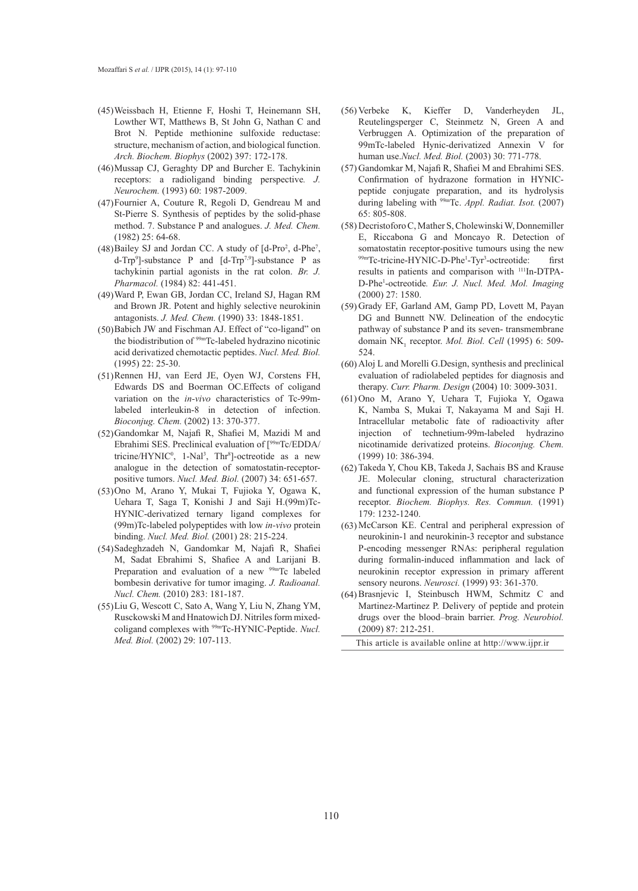(45) Weissbach H, Etienne F, Hoshi T, Heinemann SH, Lowther WT, Matthews B, St John G, Nathan C and Brot N. Peptide methionine sulfoxide reductase: structure, mechanism of action, and biological function. *Arch. Biochem. Biophys* (2002) 397: 172-178.

(46) Mussap CJ, Geraghty DP and Burcher E. Tachykinin receptors: a radioligand binding perspective*. J. Neurochem.* (1993) 60: 1987-2009.

(47) Fournier A, Couture R, Regoli D, Gendreau M and St-Pierre S. Synthesis of peptides by the solid-phase method. 7. Substance P and analogues. *J. Med. Chem.* (1982) 25: 64-68.

(48) Bailey SJ and Jordan CC. A study of [d-Pro$^{2}$, d-Phe$^{7}$, d-Trp$^{9}$]-substance P and [d-Trp$^{7,9}$]-substance P as tachykinin partial agonists in the rat colon. *Br. J. Pharmacol.* (1984) 82: 441-451.

(49) Ward P, Ewan GB, Jordan CC, Ireland SJ, Hagan RM and Brown JR. Potent and highly selective neurokinin antagonists. *J. Med. Chem.* (1990) 33: 1848-1851.

(50) Babich JW and Fischman AJ. Effect of "co-ligand" on the biodistribution of $^{99m}$Tc-labeled hydrazino nicotinic acid derivatized chemotactic peptides. *Nucl. Med. Biol.* (1995) 22: 25-30.

(51) Rennen HJ, van Eerd JE, Oyen WJ, Corstens FH, Edwards DS and Boerman OC.Effects of coligand variation on the *in-vivo* characteristics of Tc-99m-labeled interleukin-8 in detection of infection. *Bioconjug. Chem.* (2002) 13: 370-377.

(52) Gandomkar M, Najafi R, Shafiei M, Mazidi M and Ebrahimi SES. Preclinical evaluation of [$^{99m}$Tc/EDDA/tricine/HYNIC$^{0}$, 1-Nal$^{3}$, Thr$^{8}$]-octreotide as a new analogue in the detection of somatostatin-receptor-positive tumors. *Nucl. Med. Biol.* (2007) 34: 651-657.

(53) Ono M, Arano Y, Mukai T, Fujioka Y, Ogawa K, Uehara T, Saga T, Konishi J and Saji H.(99m)Tc-HYNIC-derivatized ternary ligand complexes for (99m)Tc-labeled polypeptides with low *in-vivo* protein binding. *Nucl. Med. Biol.* (2001) 28: 215-224.

(54) Sadeghzadeh N, Gandomkar M, Najafi R, Shafiei M, Sadat Ebrahimi S, Shafiee A and Larijani B. Preparation and evaluation of a new $^{99m}$Tc labeled bombesin derivative for tumor imaging. *J. Radioanal. Nucl. Chem.* (2010) 283: 181-187.

(55) Liu G, Wescott C, Sato A, Wang Y, Liu N, Zhang YM, Rusckowski M and Hnatowich DJ. Nitriles form mixed-coligand complexes with $^{99m}$Tc-HYNIC-Peptide. *Nucl. Med. Biol.* (2002) 29: 107-113.

(56) Verbeke K, Kieffer D, Vanderheyden JL, Reutelingsperger C, Steinmetz N, Green A and Verbruggen A. Optimization of the preparation of 99mTc-labeled Hynic-derivatized Annexin V for human use.*Nucl. Med. Biol.* (2003) 30: 771-778.

(57) Gandomkar M, Najafi R, Shafiei M and Ebrahimi SES. Confirmation of hydrazone formation in HYNIC-peptide conjugate preparation, and its hydrolysis during labeling with $^{99m}$Tc. *Appl. Radiat. Isot.* (2007) 65: 805-808.

(58) Decristoforo C, Mather S, Cholewinski W, Donnemiller E, Riccabona G and Moncayo R. Detection of somatostatin receptor-positive tumours using the new $^{99m}$Tc-tricine-HYNIC-D-Phe$^{1}$-Tyr$^{3}$-octreotide: first results in patients and comparison with $^{111}$In-DTPA-D-Phe$^{1}$-octreotide*. Eur. J. Nucl. Med. Mol. Imaging* (2000) 27: 1580.

(59) Grady EF, Garland AM, Gamp PD, Lovett M, Payan DG and Bunnett NW. Delineation of the endocytic pathway of substance P and its seven- transmembrane domain NK$_{1}$ receptor. *Mol. Biol. Cell* (1995) 6: 509-524.

(60) Aloj L and Morelli G.Design, synthesis and preclinical evaluation of radiolabeled peptides for diagnosis and therapy. *Curr. Pharm. Design* (2004) 10: 3009-3031.

(61) Ono M, Arano Y, Uehara T, Fujioka Y, Ogawa K, Namba S, Mukai T, Nakayama M and Saji H. Intracellular metabolic fate of radioactivity after injection of technetium-99m-labeled hydrazino nicotinamide derivatized proteins. *Bioconjug. Chem.* (1999) 10: 386-394.

(62) Takeda Y, Chou KB, Takeda J, Sachais BS and Krause JE. Molecular cloning, structural characterization and functional expression of the human substance P receptor. *Biochem. Biophys. Res. Commun.* (1991) 179: 1232-1240.

(63) McCarson KE. Central and peripheral expression of neurokinin-1 and neurokinin-3 receptor and substance P-encoding messenger RNAs: peripheral regulation during formalin-induced inflammation and lack of neurokinin receptor expression in primary afferent sensory neurons. *Neurosci.* (1999) 93: 361-370.

(64) Brasnjevic I, Steinbusch HWM, Schmitz C and Martinez-Martinez P. Delivery of peptide and protein drugs over the blood–brain barrier. *Prog. Neurobiol.* (2009) 87: 212-251.

This article is available online at http://www.ijpr.ir